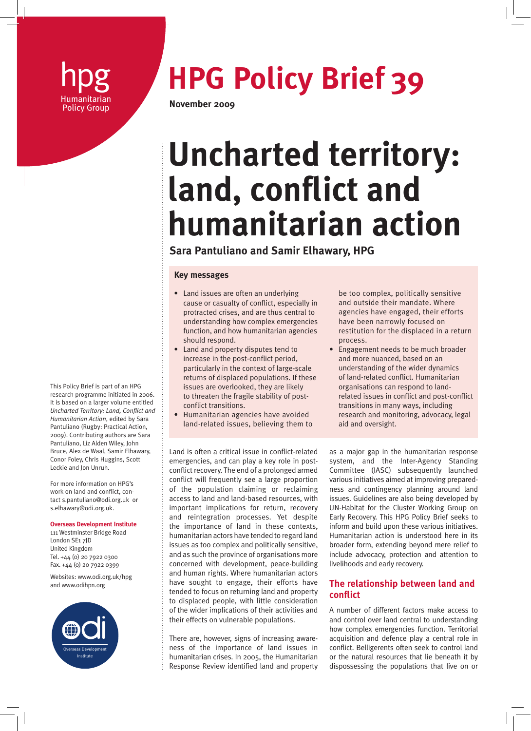hpg
Humanitarian Policy Group

# HPG Policy Brief 39

**November 2009**

# Uncharted territory: land, conflict and humanitarian action

**Sara Pantuliano and Samir Elhawary, HPG**

## Key messages

- Land issues are often an underlying cause or casualty of conflict, especially in protracted crises, and are thus central to understanding how complex emergencies function, and how humanitarian agencies should respond.
- Land and property disputes tend to increase in the post-conflict period, particularly in the context of large-scale returns of displaced populations. If these issues are overlooked, they are likely to threaten the fragile stability of post-conflict transitions.
- Humanitarian agencies have avoided land-related issues, believing them to be too complex, politically sensitive and outside their mandate. Where agencies have engaged, their efforts have been narrowly focused on restitution for the displaced in a return process.
- Engagement needs to be much broader and more nuanced, based on an understanding of the wider dynamics of land-related conflict. Humanitarian organisations can respond to land-related issues in conflict and post-conflict transitions in many ways, including research and monitoring, advocacy, legal aid and oversight.

This Policy Brief is part of an HPG research programme initiated in 2006. It is based on a larger volume entitled *Uncharted Territory: Land, Conflict and Humanitarian Action*, edited by Sara Pantuliano (Rugby: Practical Action, 2009). Contributing authors are Sara Pantuliano, Liz Alden Wiley, John Bruce, Alex de Waal, Samir Elhawary, Conor Foley, Chris Huggins, Scott Leckie and Jon Unruh.

For more information on HPG's work on land and conflict, contact s.pantuliano@odi.org.uk or s.elhawary@odi.org.uk.

**Overseas Development Institute**
111 Westminster Bridge Road
London SE1 7JD
United Kingdom
Tel. +44 (0) 20 7922 0300
Fax. +44 (0) 20 7922 0399

Websites: www.odi.org.uk/hpg and www.odihpn.org

odi
Overseas Development Institute

Land is often a critical issue in conflict-related emergencies, and can play a key role in post-conflict recovery. The end of a prolonged armed conflict will frequently see a large proportion of the population claiming or reclaiming access to land and land-based resources, with important implications for return, recovery and reintegration processes. Yet despite the importance of land in these contexts, humanitarian actors have tended to regard land issues as too complex and politically sensitive, and as such the province of organisations more concerned with development, peace-building and human rights. Where humanitarian actors have sought to engage, their efforts have tended to focus on returning land and property to displaced people, with little consideration of the wider implications of their activities and their effects on vulnerable populations.

There are, however, signs of increasing awareness of the importance of land issues in humanitarian crises. In 2005, the Humanitarian Response Review identified land and property as a major gap in the humanitarian response system, and the Inter-Agency Standing Committee (IASC) subsequently launched various initiatives aimed at improving preparedness and contingency planning around land issues. Guidelines are also being developed by UN-Habitat for the Cluster Working Group on Early Recovery. This HPG Policy Brief seeks to inform and build upon these various initiatives. Humanitarian action is understood here in its broader form, extending beyond mere relief to include advocacy, protection and attention to livelihoods and early recovery.

## The relationship between land and conflict

A number of different factors make access to and control over land central to understanding how complex emergencies function. Territorial acquisition and defence play a central role in conflict. Belligerents often seek to control land or the natural resources that lie beneath it by dispossessing the populations that live on or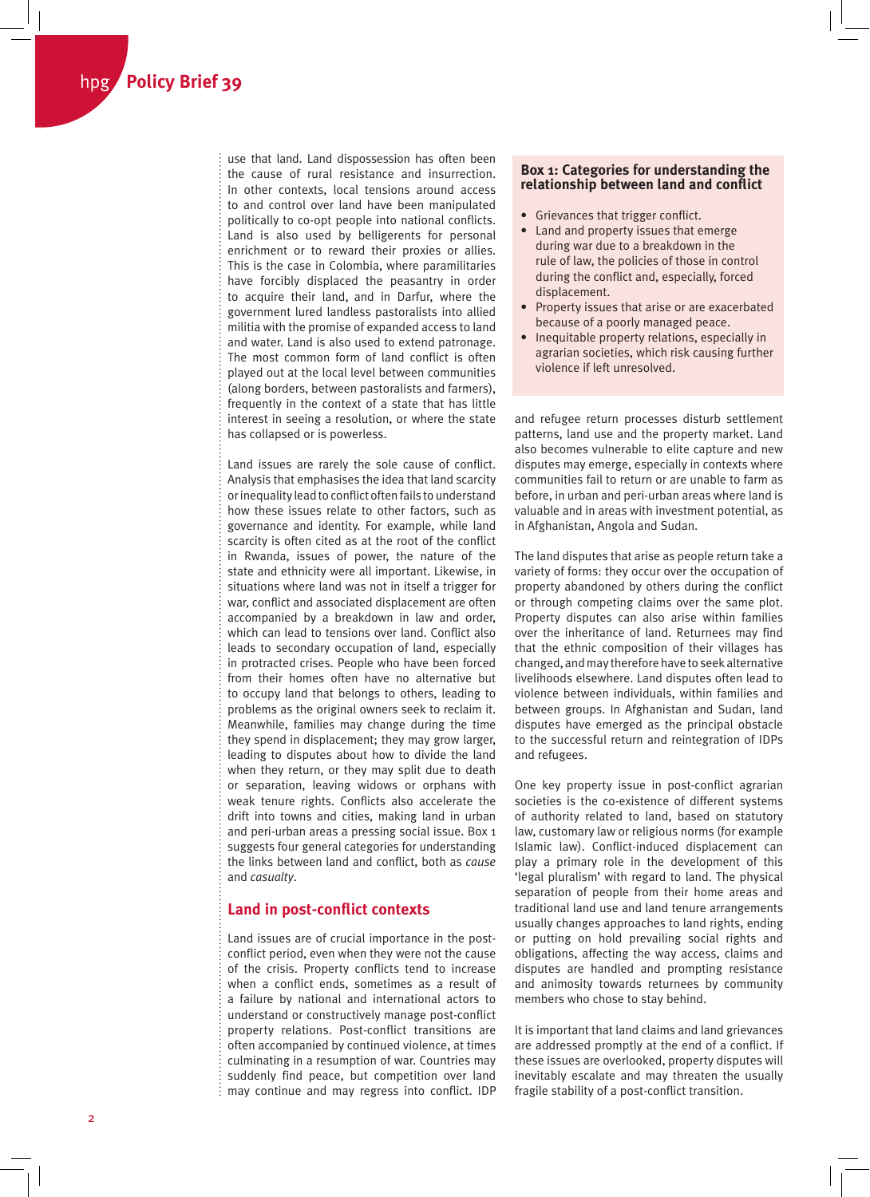use that land. Land dispossession has often been the cause of rural resistance and insurrection. In other contexts, local tensions around access to and control over land have been manipulated politically to co-opt people into national conflicts. Land is also used by belligerents for personal enrichment or to reward their proxies or allies. This is the case in Colombia, where paramilitaries have forcibly displaced the peasantry in order to acquire their land, and in Darfur, where the government lured landless pastoralists into allied militia with the promise of expanded access to land and water. Land is also used to extend patronage. The most common form of land conflict is often played out at the local level between communities (along borders, between pastoralists and farmers), frequently in the context of a state that has little interest in seeing a resolution, or where the state has collapsed or is powerless.

Land issues are rarely the sole cause of conflict. Analysis that emphasises the idea that land scarcity or inequality lead to conflict often fails to understand how these issues relate to other factors, such as governance and identity. For example, while land scarcity is often cited as at the root of the conflict in Rwanda, issues of power, the nature of the state and ethnicity were all important. Likewise, in situations where land was not in itself a trigger for war, conflict and associated displacement are often accompanied by a breakdown in law and order, which can lead to tensions over land. Conflict also leads to secondary occupation of land, especially in protracted crises. People who have been forced from their homes often have no alternative but to occupy land that belongs to others, leading to problems as the original owners seek to reclaim it. Meanwhile, families may change during the time they spend in displacement; they may grow larger, leading to disputes about how to divide the land when they return, or they may split due to death or separation, leaving widows or orphans with weak tenure rights. Conflicts also accelerate the drift into towns and cities, making land in urban and peri-urban areas a pressing social issue. Box 1 suggests four general categories for understanding the links between land and conflict, both as *cause* and *casualty*.

> **Box 1: Categories for understanding the relationship between land and conflict**
>
> - Grievances that trigger conflict.
> - Land and property issues that emerge during war due to a breakdown in the rule of law, the policies of those in control during the conflict and, especially, forced displacement.
> - Property issues that arise or are exacerbated because of a poorly managed peace.
> - Inequitable property relations, especially in agrarian societies, which risk causing further violence if left unresolved.

## Land in post-conflict contexts

Land issues are of crucial importance in the post-conflict period, even when they were not the cause of the crisis. Property conflicts tend to increase when a conflict ends, sometimes as a result of a failure by national and international actors to understand or constructively manage post-conflict property relations. Post-conflict transitions are often accompanied by continued violence, at times culminating in a resumption of war. Countries may suddenly find peace, but competition over land may continue and may regress into conflict. IDP and refugee return processes disturb settlement patterns, land use and the property market. Land also becomes vulnerable to elite capture and new disputes may emerge, especially in contexts where communities fail to return or are unable to farm as before, in urban and peri-urban areas where land is valuable and in areas with investment potential, as in Afghanistan, Angola and Sudan.

The land disputes that arise as people return take a variety of forms: they occur over the occupation of property abandoned by others during the conflict or through competing claims over the same plot. Property disputes can also arise within families over the inheritance of land. Returnees may find that the ethnic composition of their villages has changed, and may therefore have to seek alternative livelihoods elsewhere. Land disputes often lead to violence between individuals, within families and between groups. In Afghanistan and Sudan, land disputes have emerged as the principal obstacle to the successful return and reintegration of IDPs and refugees.

One key property issue in post-conflict agrarian societies is the co-existence of different systems of authority related to land, based on statutory law, customary law or religious norms (for example Islamic law). Conflict-induced displacement can play a primary role in the development of this 'legal pluralism' with regard to land. The physical separation of people from their home areas and traditional land use and land tenure arrangements usually changes approaches to land rights, ending or putting on hold prevailing social rights and obligations, affecting the way access, claims and disputes are handled and prompting resistance and animosity towards returnees by community members who chose to stay behind.

It is important that land claims and land grievances are addressed promptly at the end of a conflict. If these issues are overlooked, property disputes will inevitably escalate and may threaten the usually fragile stability of a post-conflict transition.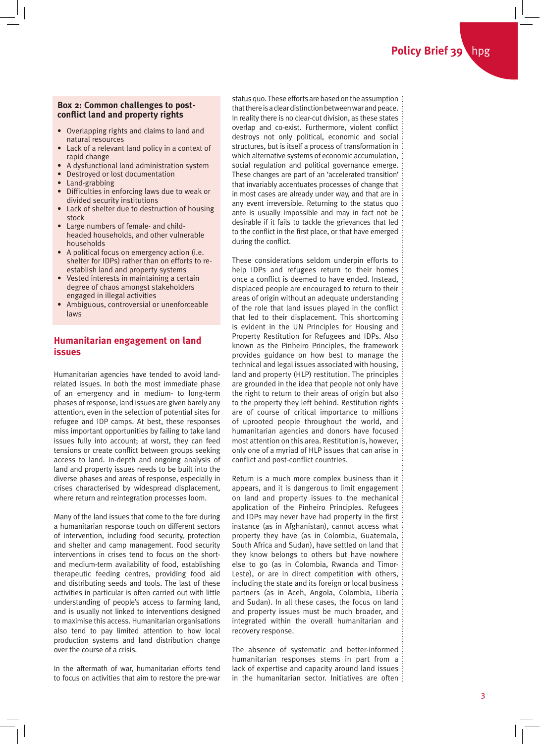### Box 2: Common challenges to post-conflict land and property rights

- Overlapping rights and claims to land and natural resources
- Lack of a relevant land policy in a context of rapid change
- A dysfunctional land administration system
- Destroyed or lost documentation
- Land-grabbing
- Difficulties in enforcing laws due to weak or divided security institutions
- Lack of shelter due to destruction of housing stock
- Large numbers of female- and child-headed households, and other vulnerable households
- A political focus on emergency action (i.e. shelter for IDPs) rather than on efforts to re-establish land and property systems
- Vested interests in maintaining a certain degree of chaos amongst stakeholders engaged in illegal activities
- Ambiguous, controversial or unenforceable laws

## Humanitarian engagement on land issues

Humanitarian agencies have tended to avoid land-related issues. In both the most immediate phase of an emergency and in medium- to long-term phases of response, land issues are given barely any attention, even in the selection of potential sites for refugee and IDP camps. At best, these responses miss important opportunities by failing to take land issues fully into account; at worst, they can feed tensions or create conflict between groups seeking access to land. In-depth and ongoing analysis of land and property issues needs to be built into the diverse phases and areas of response, especially in crises characterised by widespread displacement, where return and reintegration processes loom.

Many of the land issues that come to the fore during a humanitarian response touch on different sectors of intervention, including food security, protection and shelter and camp management. Food security interventions in crises tend to focus on the short- and medium-term availability of food, establishing therapeutic feeding centres, providing food aid and distributing seeds and tools. The last of these activities in particular is often carried out with little understanding of people's access to farming land, and is usually not linked to interventions designed to maximise this access. Humanitarian organisations also tend to pay limited attention to how local production systems and land distribution change over the course of a crisis.

In the aftermath of war, humanitarian efforts tend to focus on activities that aim to restore the pre-war status quo. These efforts are based on the assumption that there is a clear distinction between war and peace. In reality there is no clear-cut division, as these states overlap and co-exist. Furthermore, violent conflict destroys not only political, economic and social structures, but is itself a process of transformation in which alternative systems of economic accumulation, social regulation and political governance emerge. These changes are part of an 'accelerated transition' that invariably accentuates processes of change that in most cases are already under way, and that are in any event irreversible. Returning to the status quo ante is usually impossible and may in fact not be desirable if it fails to tackle the grievances that led to the conflict in the first place, or that have emerged during the conflict.

These considerations seldom underpin efforts to help IDPs and refugees return to their homes once a conflict is deemed to have ended. Instead, displaced people are encouraged to return to their areas of origin without an adequate understanding of the role that land issues played in the conflict that led to their displacement. This shortcoming is evident in the UN Principles for Housing and Property Restitution for Refugees and IDPs. Also known as the Pinheiro Principles, the framework provides guidance on how best to manage the technical and legal issues associated with housing, land and property (HLP) restitution. The principles are grounded in the idea that people not only have the right to return to their areas of origin but also to the property they left behind. Restitution rights are of course of critical importance to millions of uprooted people throughout the world, and humanitarian agencies and donors have focused most attention on this area. Restitution is, however, only one of a myriad of HLP issues that can arise in conflict and post-conflict countries.

Return is a much more complex business than it appears, and it is dangerous to limit engagement on land and property issues to the mechanical application of the Pinheiro Principles. Refugees and IDPs may never have had property in the first instance (as in Afghanistan), cannot access what property they have (as in Colombia, Guatemala, South Africa and Sudan), have settled on land that they know belongs to others but have nowhere else to go (as in Colombia, Rwanda and Timor-Leste), or are in direct competition with others, including the state and its foreign or local business partners (as in Aceh, Angola, Colombia, Liberia and Sudan). In all these cases, the focus on land and property issues must be much broader, and integrated within the overall humanitarian and recovery response.

The absence of systematic and better-informed humanitarian responses stems in part from a lack of expertise and capacity around land issues in the humanitarian sector. Initiatives are often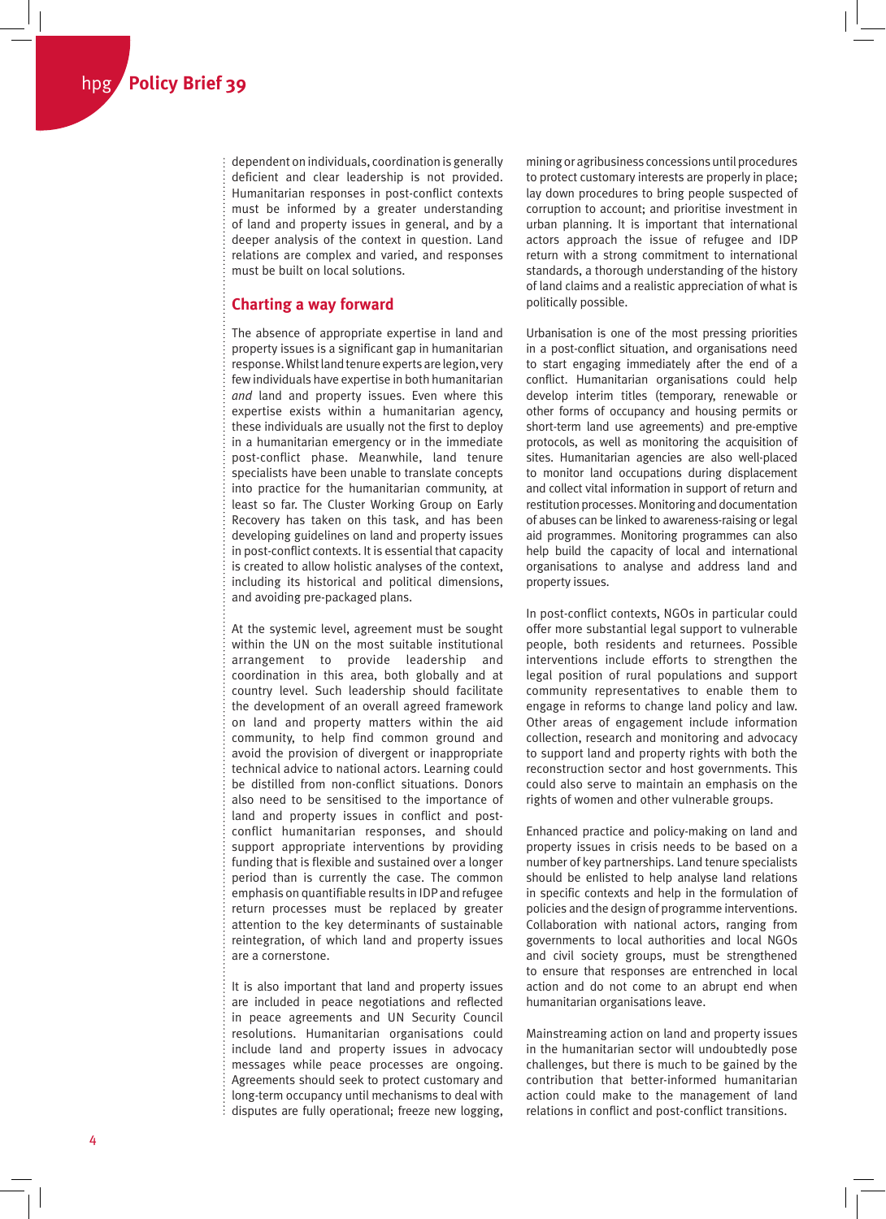dependent on individuals, coordination is generally deficient and clear leadership is not provided. Humanitarian responses in post-conflict contexts must be informed by a greater understanding of land and property issues in general, and by a deeper analysis of the context in question. Land relations are complex and varied, and responses must be built on local solutions.

## Charting a way forward

The absence of appropriate expertise in land and property issues is a significant gap in humanitarian response. Whilst land tenure experts are legion, very few individuals have expertise in both humanitarian *and* land and property issues. Even where this expertise exists within a humanitarian agency, these individuals are usually not the first to deploy in a humanitarian emergency or in the immediate post-conflict phase. Meanwhile, land tenure specialists have been unable to translate concepts into practice for the humanitarian community, at least so far. The Cluster Working Group on Early Recovery has taken on this task, and has been developing guidelines on land and property issues in post-conflict contexts. It is essential that capacity is created to allow holistic analyses of the context, including its historical and political dimensions, and avoiding pre-packaged plans.

At the systemic level, agreement must be sought within the UN on the most suitable institutional arrangement to provide leadership and coordination in this area, both globally and at country level. Such leadership should facilitate the development of an overall agreed framework on land and property matters within the aid community, to help find common ground and avoid the provision of divergent or inappropriate technical advice to national actors. Learning could be distilled from non-conflict situations. Donors also need to be sensitised to the importance of land and property issues in conflict and post-conflict humanitarian responses, and should support appropriate interventions by providing funding that is flexible and sustained over a longer period than is currently the case. The common emphasis on quantifiable results in IDP and refugee return processes must be replaced by greater attention to the key determinants of sustainable reintegration, of which land and property issues are a cornerstone.

It is also important that land and property issues are included in peace negotiations and reflected in peace agreements and UN Security Council resolutions. Humanitarian organisations could include land and property issues in advocacy messages while peace processes are ongoing. Agreements should seek to protect customary and long-term occupancy until mechanisms to deal with disputes are fully operational; freeze new logging, mining or agribusiness concessions until procedures to protect customary interests are properly in place; lay down procedures to bring people suspected of corruption to account; and prioritise investment in urban planning. It is important that international actors approach the issue of refugee and IDP return with a strong commitment to international standards, a thorough understanding of the history of land claims and a realistic appreciation of what is politically possible.

Urbanisation is one of the most pressing priorities in a post-conflict situation, and organisations need to start engaging immediately after the end of a conflict. Humanitarian organisations could help develop interim titles (temporary, renewable or other forms of occupancy and housing permits or short-term land use agreements) and pre-emptive protocols, as well as monitoring the acquisition of sites. Humanitarian agencies are also well-placed to monitor land occupations during displacement and collect vital information in support of return and restitution processes. Monitoring and documentation of abuses can be linked to awareness-raising or legal aid programmes. Monitoring programmes can also help build the capacity of local and international organisations to analyse and address land and property issues.

In post-conflict contexts, NGOs in particular could offer more substantial legal support to vulnerable people, both residents and returnees. Possible interventions include efforts to strengthen the legal position of rural populations and support community representatives to enable them to engage in reforms to change land policy and law. Other areas of engagement include information collection, research and monitoring and advocacy to support land and property rights with both the reconstruction sector and host governments. This could also serve to maintain an emphasis on the rights of women and other vulnerable groups.

Enhanced practice and policy-making on land and property issues in crisis needs to be based on a number of key partnerships. Land tenure specialists should be enlisted to help analyse land relations in specific contexts and help in the formulation of policies and the design of programme interventions. Collaboration with national actors, ranging from governments to local authorities and local NGOs and civil society groups, must be strengthened to ensure that responses are entrenched in local action and do not come to an abrupt end when humanitarian organisations leave.

Mainstreaming action on land and property issues in the humanitarian sector will undoubtedly pose challenges, but there is much to be gained by the contribution that better-informed humanitarian action could make to the management of land relations in conflict and post-conflict transitions.